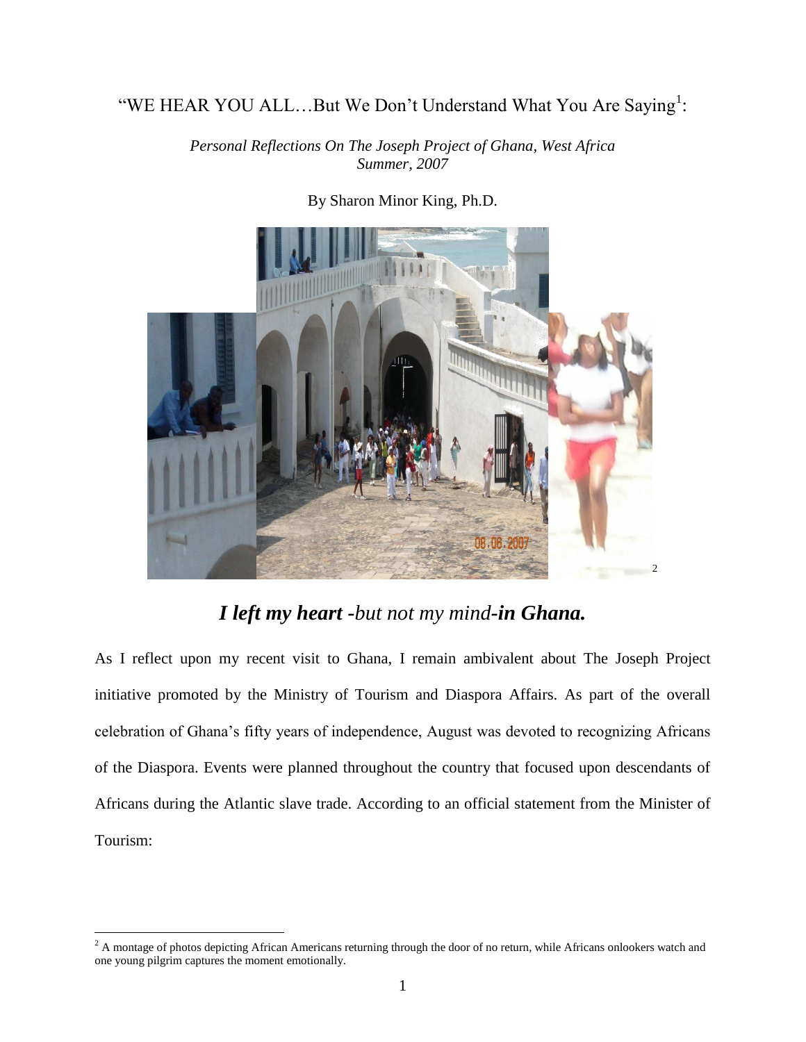# "WE HEAR YOU ALL…But We Don't Understand What You Are Saying[1]:

*Personal Reflections On The Joseph Project of Ghana, West Africa*
*Summer, 2007*

By Sharon Minor King, Ph.D.

[2]

## ***I left my heart** -but not my mind-**in Ghana.***

As I reflect upon my recent visit to Ghana, I remain ambivalent about The Joseph Project initiative promoted by the Ministry of Tourism and Diaspora Affairs. As part of the overall celebration of Ghana's fifty years of independence, August was devoted to recognizing Africans of the Diaspora. Events were planned throughout the country that focused upon descendants of Africans during the Atlantic slave trade. According to an official statement from the Minister of Tourism:

---

[2] A montage of photos depicting African Americans returning through the door of no return, while Africans onlookers watch and one young pilgrim captures the moment emotionally.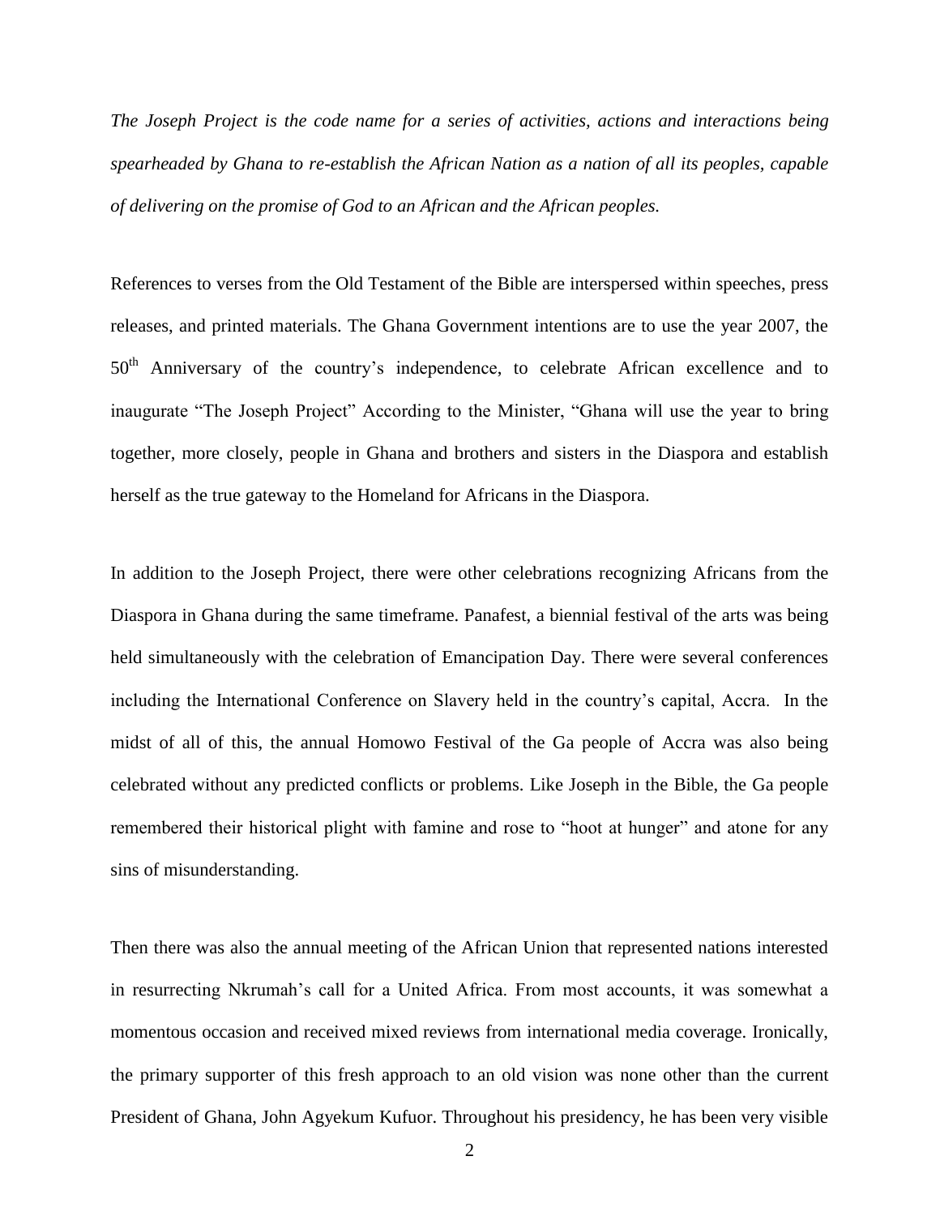*The Joseph Project is the code name for a series of activities, actions and interactions being spearheaded by Ghana to re-establish the African Nation as a nation of all its peoples, capable of delivering on the promise of God to an African and the African peoples.*

References to verses from the Old Testament of the Bible are interspersed within speeches, press releases, and printed materials. The Ghana Government intentions are to use the year 2007, the 50th Anniversary of the country's independence, to celebrate African excellence and to inaugurate "The Joseph Project" According to the Minister, "Ghana will use the year to bring together, more closely, people in Ghana and brothers and sisters in the Diaspora and establish herself as the true gateway to the Homeland for Africans in the Diaspora.

In addition to the Joseph Project, there were other celebrations recognizing Africans from the Diaspora in Ghana during the same timeframe. Panafest, a biennial festival of the arts was being held simultaneously with the celebration of Emancipation Day. There were several conferences including the International Conference on Slavery held in the country's capital, Accra. In the midst of all of this, the annual Homowo Festival of the Ga people of Accra was also being celebrated without any predicted conflicts or problems. Like Joseph in the Bible, the Ga people remembered their historical plight with famine and rose to "hoot at hunger" and atone for any sins of misunderstanding.

Then there was also the annual meeting of the African Union that represented nations interested in resurrecting Nkrumah's call for a United Africa. From most accounts, it was somewhat a momentous occasion and received mixed reviews from international media coverage. Ironically, the primary supporter of this fresh approach to an old vision was none other than the current President of Ghana, John Agyekum Kufuor. Throughout his presidency, he has been very visible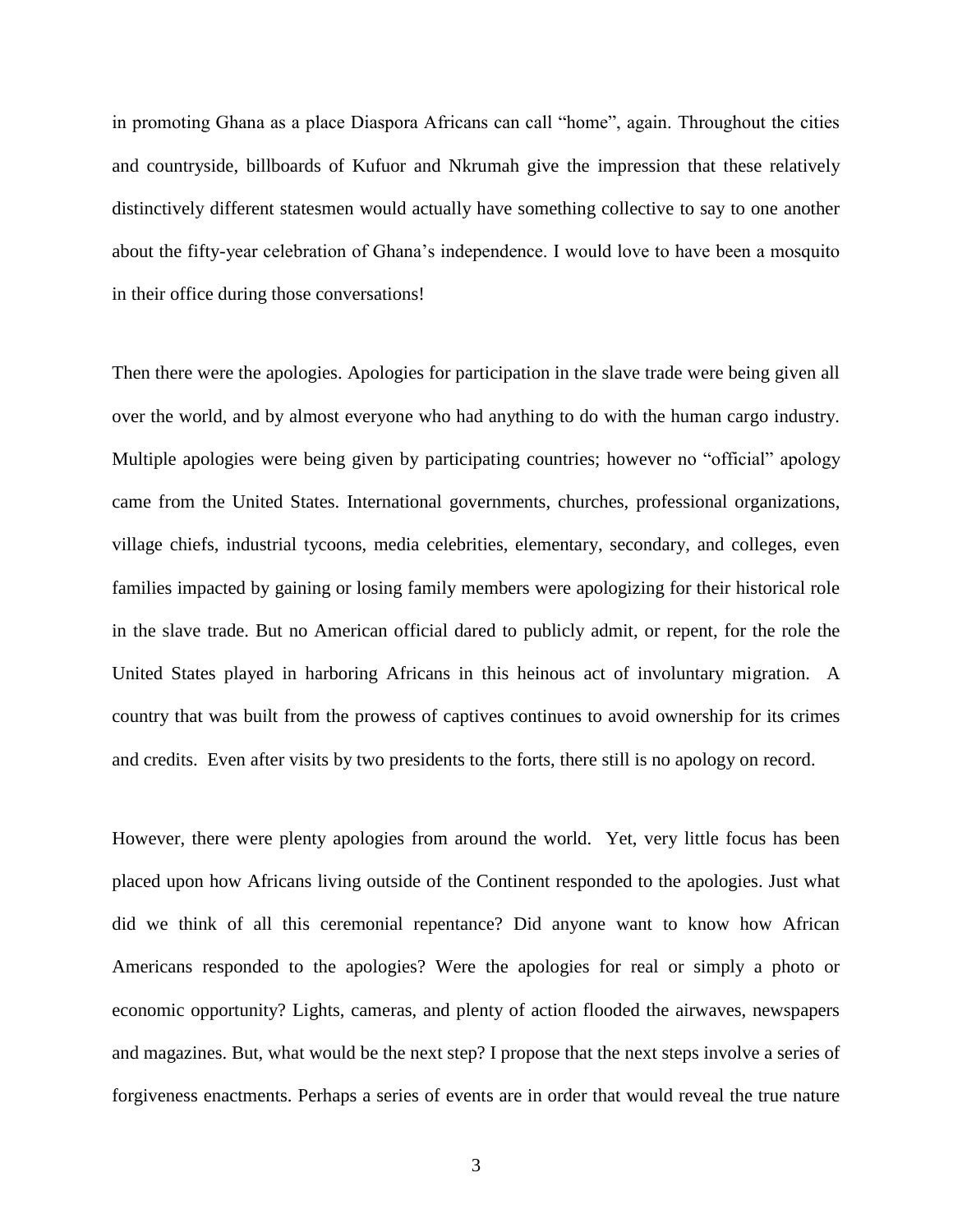in promoting Ghana as a place Diaspora Africans can call "home", again. Throughout the cities and countryside, billboards of Kufuor and Nkrumah give the impression that these relatively distinctively different statesmen would actually have something collective to say to one another about the fifty-year celebration of Ghana's independence. I would love to have been a mosquito in their office during those conversations!

Then there were the apologies. Apologies for participation in the slave trade were being given all over the world, and by almost everyone who had anything to do with the human cargo industry. Multiple apologies were being given by participating countries; however no "official" apology came from the United States. International governments, churches, professional organizations, village chiefs, industrial tycoons, media celebrities, elementary, secondary, and colleges, even families impacted by gaining or losing family members were apologizing for their historical role in the slave trade. But no American official dared to publicly admit, or repent, for the role the United States played in harboring Africans in this heinous act of involuntary migration. A country that was built from the prowess of captives continues to avoid ownership for its crimes and credits. Even after visits by two presidents to the forts, there still is no apology on record.

However, there were plenty apologies from around the world. Yet, very little focus has been placed upon how Africans living outside of the Continent responded to the apologies. Just what did we think of all this ceremonial repentance? Did anyone want to know how African Americans responded to the apologies? Were the apologies for real or simply a photo or economic opportunity? Lights, cameras, and plenty of action flooded the airwaves, newspapers and magazines. But, what would be the next step? I propose that the next steps involve a series of forgiveness enactments. Perhaps a series of events are in order that would reveal the true nature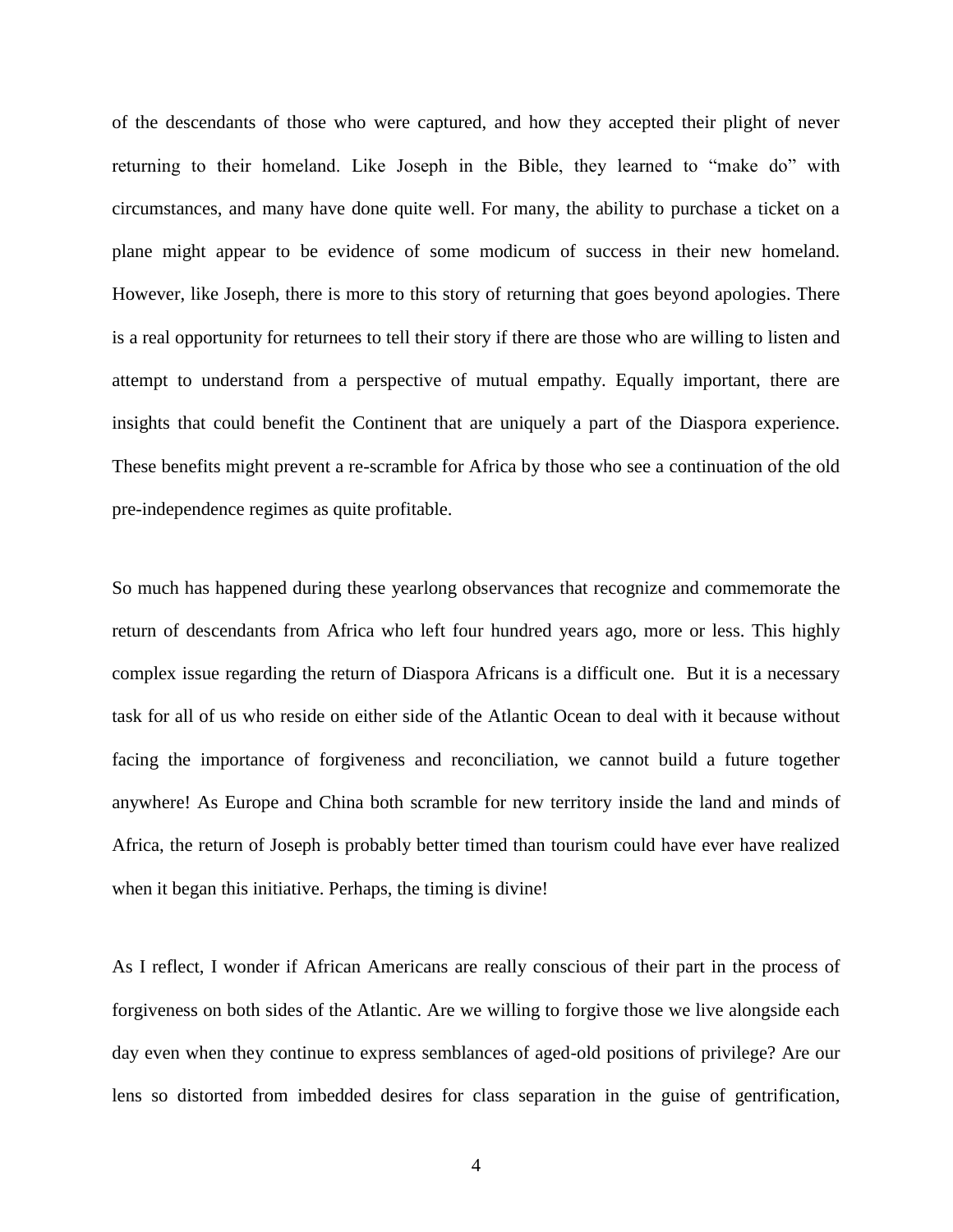of the descendants of those who were captured, and how they accepted their plight of never returning to their homeland. Like Joseph in the Bible, they learned to "make do" with circumstances, and many have done quite well. For many, the ability to purchase a ticket on a plane might appear to be evidence of some modicum of success in their new homeland. However, like Joseph, there is more to this story of returning that goes beyond apologies. There is a real opportunity for returnees to tell their story if there are those who are willing to listen and attempt to understand from a perspective of mutual empathy. Equally important, there are insights that could benefit the Continent that are uniquely a part of the Diaspora experience. These benefits might prevent a re-scramble for Africa by those who see a continuation of the old pre-independence regimes as quite profitable.

So much has happened during these yearlong observances that recognize and commemorate the return of descendants from Africa who left four hundred years ago, more or less. This highly complex issue regarding the return of Diaspora Africans is a difficult one. But it is a necessary task for all of us who reside on either side of the Atlantic Ocean to deal with it because without facing the importance of forgiveness and reconciliation, we cannot build a future together anywhere! As Europe and China both scramble for new territory inside the land and minds of Africa, the return of Joseph is probably better timed than tourism could have ever have realized when it began this initiative. Perhaps, the timing is divine!

As I reflect, I wonder if African Americans are really conscious of their part in the process of forgiveness on both sides of the Atlantic. Are we willing to forgive those we live alongside each day even when they continue to express semblances of aged-old positions of privilege? Are our lens so distorted from imbedded desires for class separation in the guise of gentrification,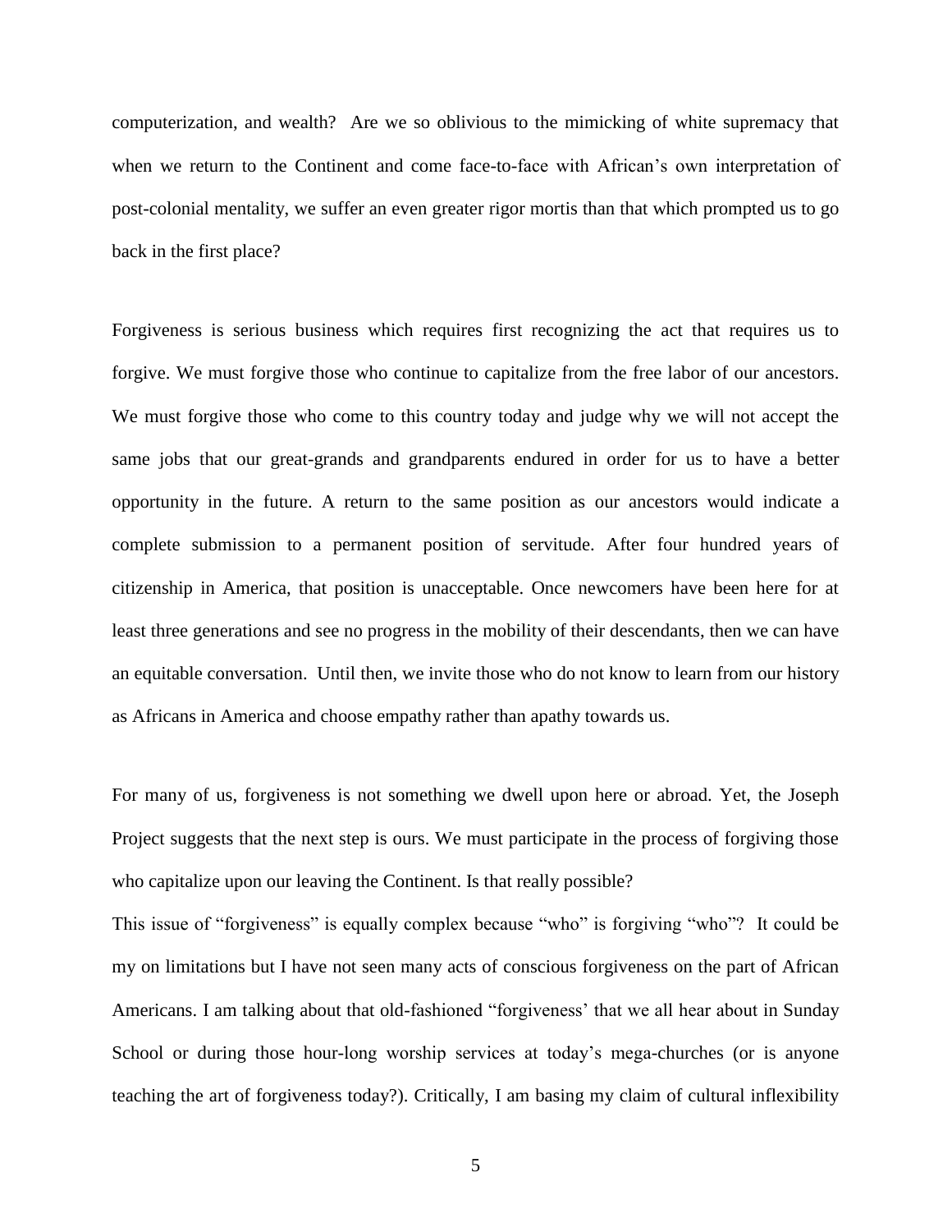computerization, and wealth? Are we so oblivious to the mimicking of white supremacy that when we return to the Continent and come face-to-face with African's own interpretation of post-colonial mentality, we suffer an even greater rigor mortis than that which prompted us to go back in the first place?

Forgiveness is serious business which requires first recognizing the act that requires us to forgive. We must forgive those who continue to capitalize from the free labor of our ancestors. We must forgive those who come to this country today and judge why we will not accept the same jobs that our great-grands and grandparents endured in order for us to have a better opportunity in the future. A return to the same position as our ancestors would indicate a complete submission to a permanent position of servitude. After four hundred years of citizenship in America, that position is unacceptable. Once newcomers have been here for at least three generations and see no progress in the mobility of their descendants, then we can have an equitable conversation. Until then, we invite those who do not know to learn from our history as Africans in America and choose empathy rather than apathy towards us.

For many of us, forgiveness is not something we dwell upon here or abroad. Yet, the Joseph Project suggests that the next step is ours. We must participate in the process of forgiving those who capitalize upon our leaving the Continent. Is that really possible?

This issue of "forgiveness" is equally complex because "who" is forgiving "who"? It could be my on limitations but I have not seen many acts of conscious forgiveness on the part of African Americans. I am talking about that old-fashioned "forgiveness' that we all hear about in Sunday School or during those hour-long worship services at today's mega-churches (or is anyone teaching the art of forgiveness today?). Critically, I am basing my claim of cultural inflexibility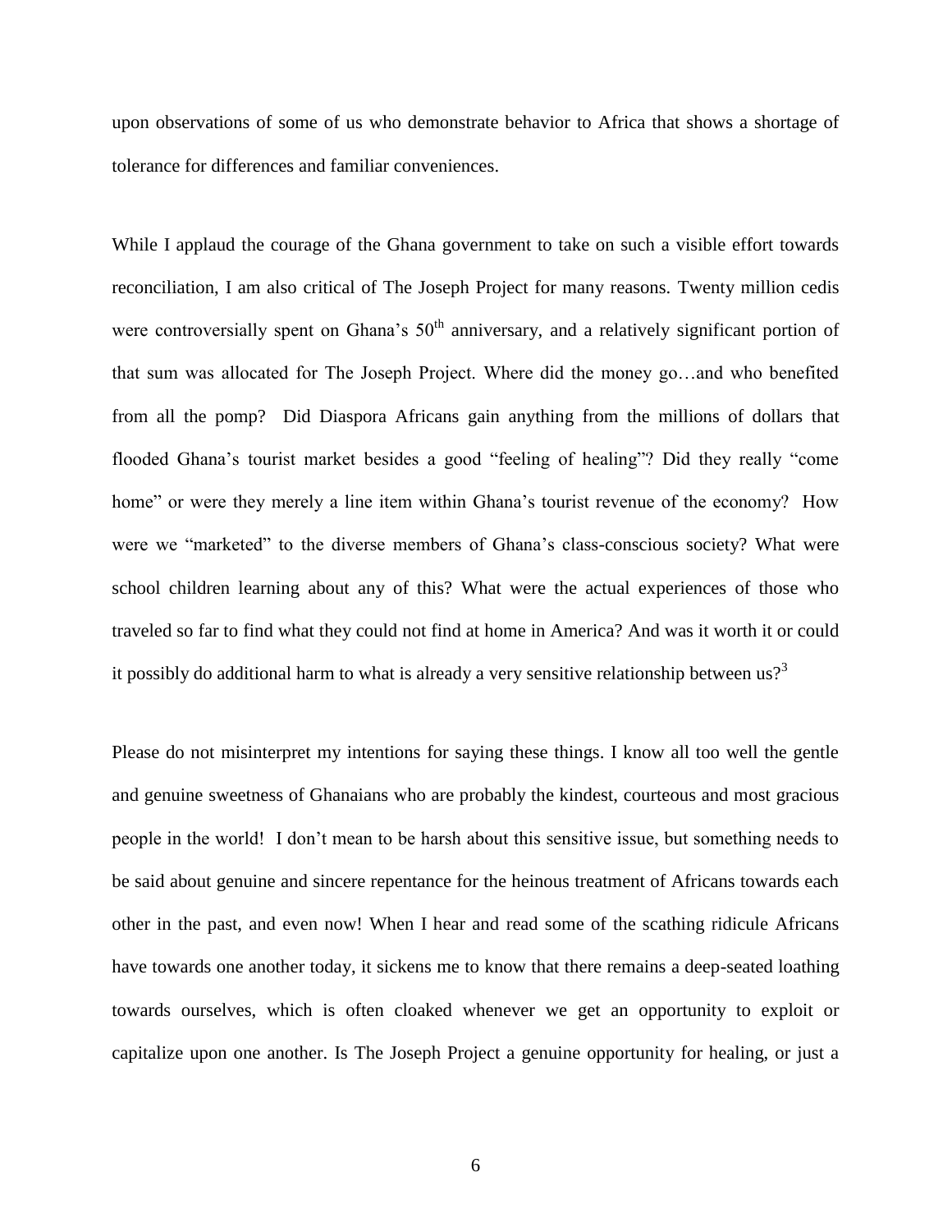upon observations of some of us who demonstrate behavior to Africa that shows a shortage of tolerance for differences and familiar conveniences.

While I applaud the courage of the Ghana government to take on such a visible effort towards reconciliation, I am also critical of The Joseph Project for many reasons. Twenty million cedis were controversially spent on Ghana's 50th anniversary, and a relatively significant portion of that sum was allocated for The Joseph Project. Where did the money go…and who benefited from all the pomp? Did Diaspora Africans gain anything from the millions of dollars that flooded Ghana's tourist market besides a good "feeling of healing"? Did they really "come home" or were they merely a line item within Ghana's tourist revenue of the economy? How were we "marketed" to the diverse members of Ghana's class-conscious society? What were school children learning about any of this? What were the actual experiences of those who traveled so far to find what they could not find at home in America? And was it worth it or could it possibly do additional harm to what is already a very sensitive relationship between us?[3]

Please do not misinterpret my intentions for saying these things. I know all too well the gentle and genuine sweetness of Ghanaians who are probably the kindest, courteous and most gracious people in the world! I don't mean to be harsh about this sensitive issue, but something needs to be said about genuine and sincere repentance for the heinous treatment of Africans towards each other in the past, and even now! When I hear and read some of the scathing ridicule Africans have towards one another today, it sickens me to know that there remains a deep-seated loathing towards ourselves, which is often cloaked whenever we get an opportunity to exploit or capitalize upon one another. Is The Joseph Project a genuine opportunity for healing, or just a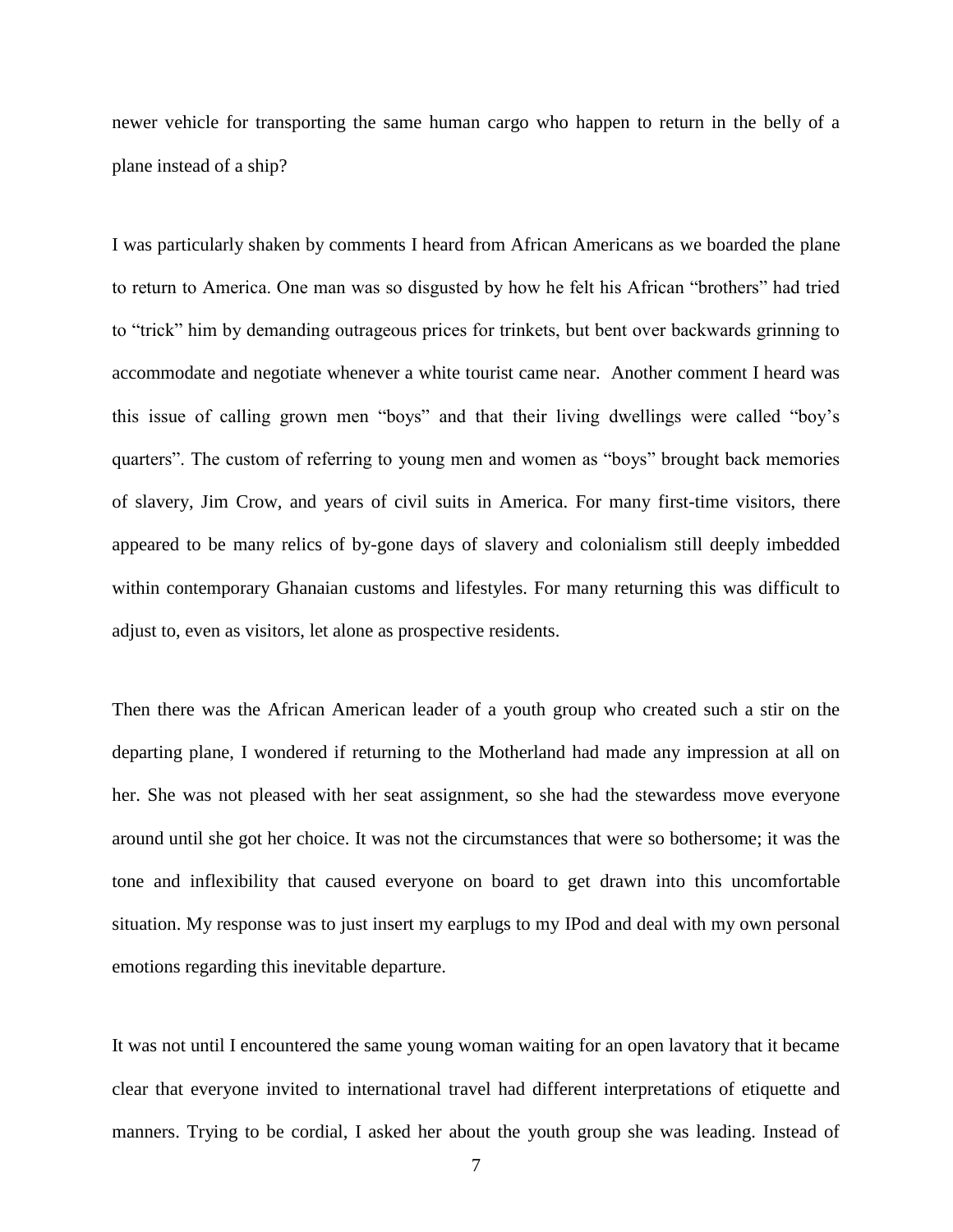newer vehicle for transporting the same human cargo who happen to return in the belly of a plane instead of a ship?

I was particularly shaken by comments I heard from African Americans as we boarded the plane to return to America. One man was so disgusted by how he felt his African "brothers" had tried to "trick" him by demanding outrageous prices for trinkets, but bent over backwards grinning to accommodate and negotiate whenever a white tourist came near. Another comment I heard was this issue of calling grown men "boys" and that their living dwellings were called "boy's quarters". The custom of referring to young men and women as "boys" brought back memories of slavery, Jim Crow, and years of civil suits in America. For many first-time visitors, there appeared to be many relics of by-gone days of slavery and colonialism still deeply imbedded within contemporary Ghanaian customs and lifestyles. For many returning this was difficult to adjust to, even as visitors, let alone as prospective residents.

Then there was the African American leader of a youth group who created such a stir on the departing plane, I wondered if returning to the Motherland had made any impression at all on her. She was not pleased with her seat assignment, so she had the stewardess move everyone around until she got her choice. It was not the circumstances that were so bothersome; it was the tone and inflexibility that caused everyone on board to get drawn into this uncomfortable situation. My response was to just insert my earplugs to my IPod and deal with my own personal emotions regarding this inevitable departure.

It was not until I encountered the same young woman waiting for an open lavatory that it became clear that everyone invited to international travel had different interpretations of etiquette and manners. Trying to be cordial, I asked her about the youth group she was leading. Instead of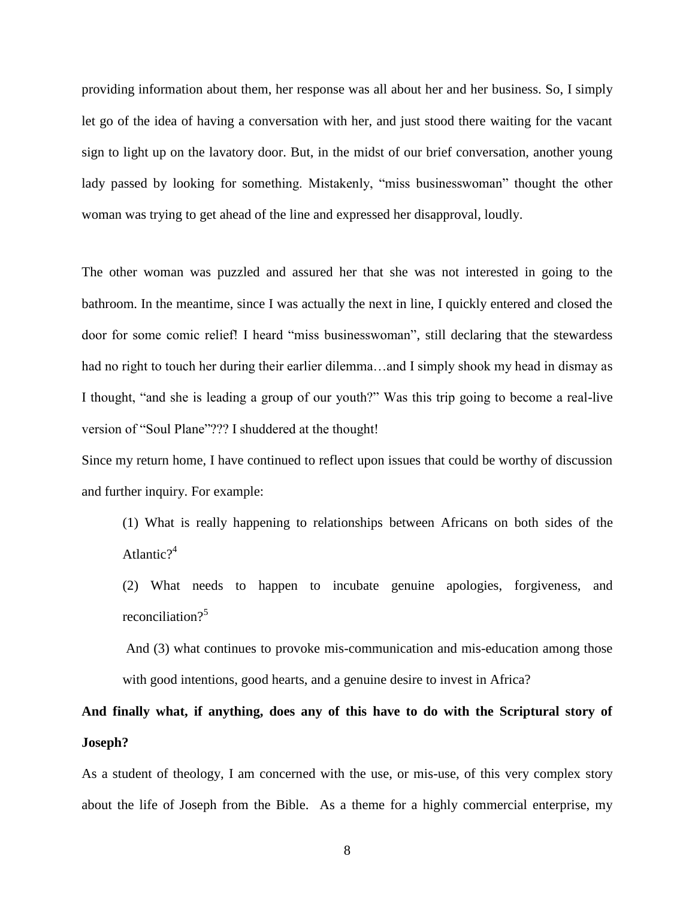providing information about them, her response was all about her and her business. So, I simply let go of the idea of having a conversation with her, and just stood there waiting for the vacant sign to light up on the lavatory door. But, in the midst of our brief conversation, another young lady passed by looking for something. Mistakenly, "miss businesswoman" thought the other woman was trying to get ahead of the line and expressed her disapproval, loudly.

The other woman was puzzled and assured her that she was not interested in going to the bathroom. In the meantime, since I was actually the next in line, I quickly entered and closed the door for some comic relief! I heard "miss businesswoman", still declaring that the stewardess had no right to touch her during their earlier dilemma…and I simply shook my head in dismay as I thought, "and she is leading a group of our youth?" Was this trip going to become a real-live version of "Soul Plane"??? I shuddered at the thought!

Since my return home, I have continued to reflect upon issues that could be worthy of discussion and further inquiry. For example:

> (1) What is really happening to relationships between Africans on both sides of the Atlantic?[4]
>
> (2) What needs to happen to incubate genuine apologies, forgiveness, and reconciliation?[5]
>
> And (3) what continues to provoke mis-communication and mis-education among those with good intentions, good hearts, and a genuine desire to invest in Africa?

**And finally what, if anything, does any of this have to do with the Scriptural story of Joseph?**

As a student of theology, I am concerned with the use, or mis-use, of this very complex story about the life of Joseph from the Bible. As a theme for a highly commercial enterprise, my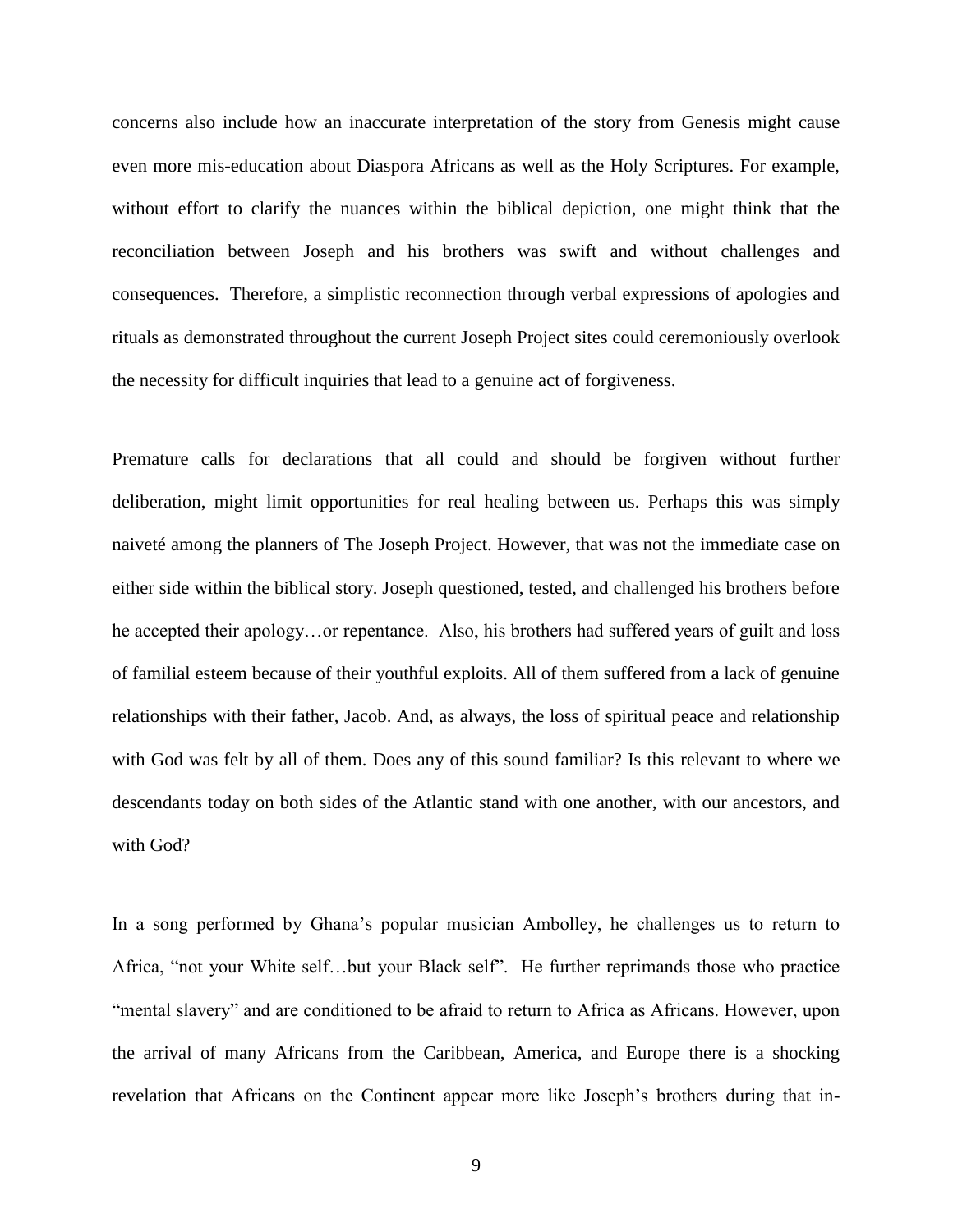concerns also include how an inaccurate interpretation of the story from Genesis might cause even more mis-education about Diaspora Africans as well as the Holy Scriptures. For example, without effort to clarify the nuances within the biblical depiction, one might think that the reconciliation between Joseph and his brothers was swift and without challenges and consequences. Therefore, a simplistic reconnection through verbal expressions of apologies and rituals as demonstrated throughout the current Joseph Project sites could ceremoniously overlook the necessity for difficult inquiries that lead to a genuine act of forgiveness.

Premature calls for declarations that all could and should be forgiven without further deliberation, might limit opportunities for real healing between us. Perhaps this was simply naiveté among the planners of The Joseph Project. However, that was not the immediate case on either side within the biblical story. Joseph questioned, tested, and challenged his brothers before he accepted their apology…or repentance. Also, his brothers had suffered years of guilt and loss of familial esteem because of their youthful exploits. All of them suffered from a lack of genuine relationships with their father, Jacob. And, as always, the loss of spiritual peace and relationship with God was felt by all of them. Does any of this sound familiar? Is this relevant to where we descendants today on both sides of the Atlantic stand with one another, with our ancestors, and with God?

In a song performed by Ghana's popular musician Ambolley, he challenges us to return to Africa, "not your White self…but your Black self". He further reprimands those who practice "mental slavery" and are conditioned to be afraid to return to Africa as Africans. However, upon the arrival of many Africans from the Caribbean, America, and Europe there is a shocking revelation that Africans on the Continent appear more like Joseph's brothers during that in-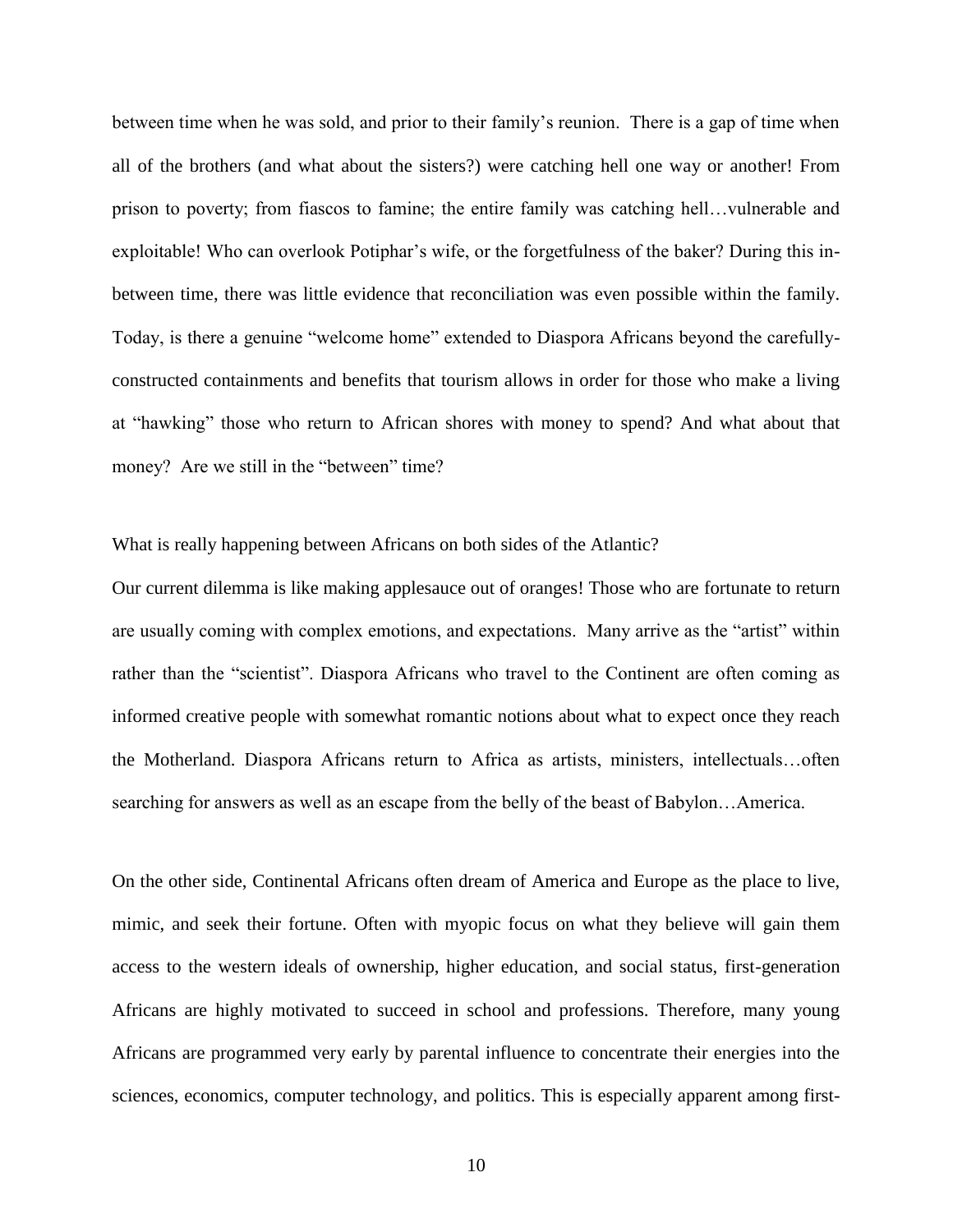between time when he was sold, and prior to their family's reunion. There is a gap of time when all of the brothers (and what about the sisters?) were catching hell one way or another! From prison to poverty; from fiascos to famine; the entire family was catching hell…vulnerable and exploitable! Who can overlook Potiphar's wife, or the forgetfulness of the baker? During this in-between time, there was little evidence that reconciliation was even possible within the family. Today, is there a genuine "welcome home" extended to Diaspora Africans beyond the carefully-constructed containments and benefits that tourism allows in order for those who make a living at "hawking" those who return to African shores with money to spend? And what about that money? Are we still in the "between" time?

What is really happening between Africans on both sides of the Atlantic?

Our current dilemma is like making applesauce out of oranges! Those who are fortunate to return are usually coming with complex emotions, and expectations. Many arrive as the "artist" within rather than the "scientist". Diaspora Africans who travel to the Continent are often coming as informed creative people with somewhat romantic notions about what to expect once they reach the Motherland. Diaspora Africans return to Africa as artists, ministers, intellectuals…often searching for answers as well as an escape from the belly of the beast of Babylon…America.

On the other side, Continental Africans often dream of America and Europe as the place to live, mimic, and seek their fortune. Often with myopic focus on what they believe will gain them access to the western ideals of ownership, higher education, and social status, first-generation Africans are highly motivated to succeed in school and professions. Therefore, many young Africans are programmed very early by parental influence to concentrate their energies into the sciences, economics, computer technology, and politics. This is especially apparent among first-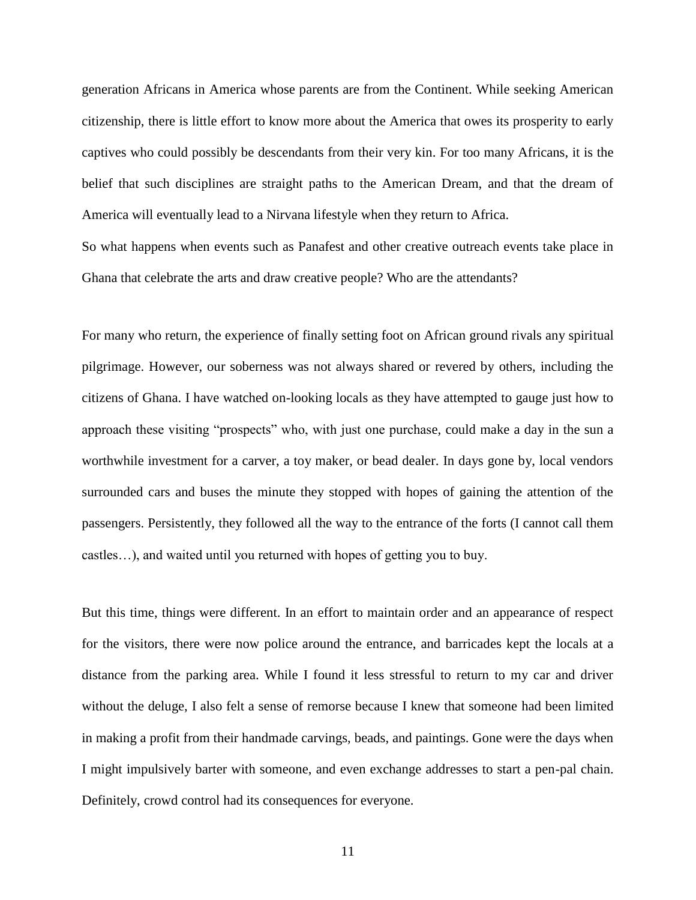generation Africans in America whose parents are from the Continent. While seeking American citizenship, there is little effort to know more about the America that owes its prosperity to early captives who could possibly be descendants from their very kin. For too many Africans, it is the belief that such disciplines are straight paths to the American Dream, and that the dream of America will eventually lead to a Nirvana lifestyle when they return to Africa.

So what happens when events such as Panafest and other creative outreach events take place in Ghana that celebrate the arts and draw creative people? Who are the attendants?

For many who return, the experience of finally setting foot on African ground rivals any spiritual pilgrimage. However, our soberness was not always shared or revered by others, including the citizens of Ghana. I have watched on-looking locals as they have attempted to gauge just how to approach these visiting "prospects" who, with just one purchase, could make a day in the sun a worthwhile investment for a carver, a toy maker, or bead dealer. In days gone by, local vendors surrounded cars and buses the minute they stopped with hopes of gaining the attention of the passengers. Persistently, they followed all the way to the entrance of the forts (I cannot call them castles…), and waited until you returned with hopes of getting you to buy.

But this time, things were different. In an effort to maintain order and an appearance of respect for the visitors, there were now police around the entrance, and barricades kept the locals at a distance from the parking area. While I found it less stressful to return to my car and driver without the deluge, I also felt a sense of remorse because I knew that someone had been limited in making a profit from their handmade carvings, beads, and paintings. Gone were the days when I might impulsively barter with someone, and even exchange addresses to start a pen-pal chain. Definitely, crowd control had its consequences for everyone.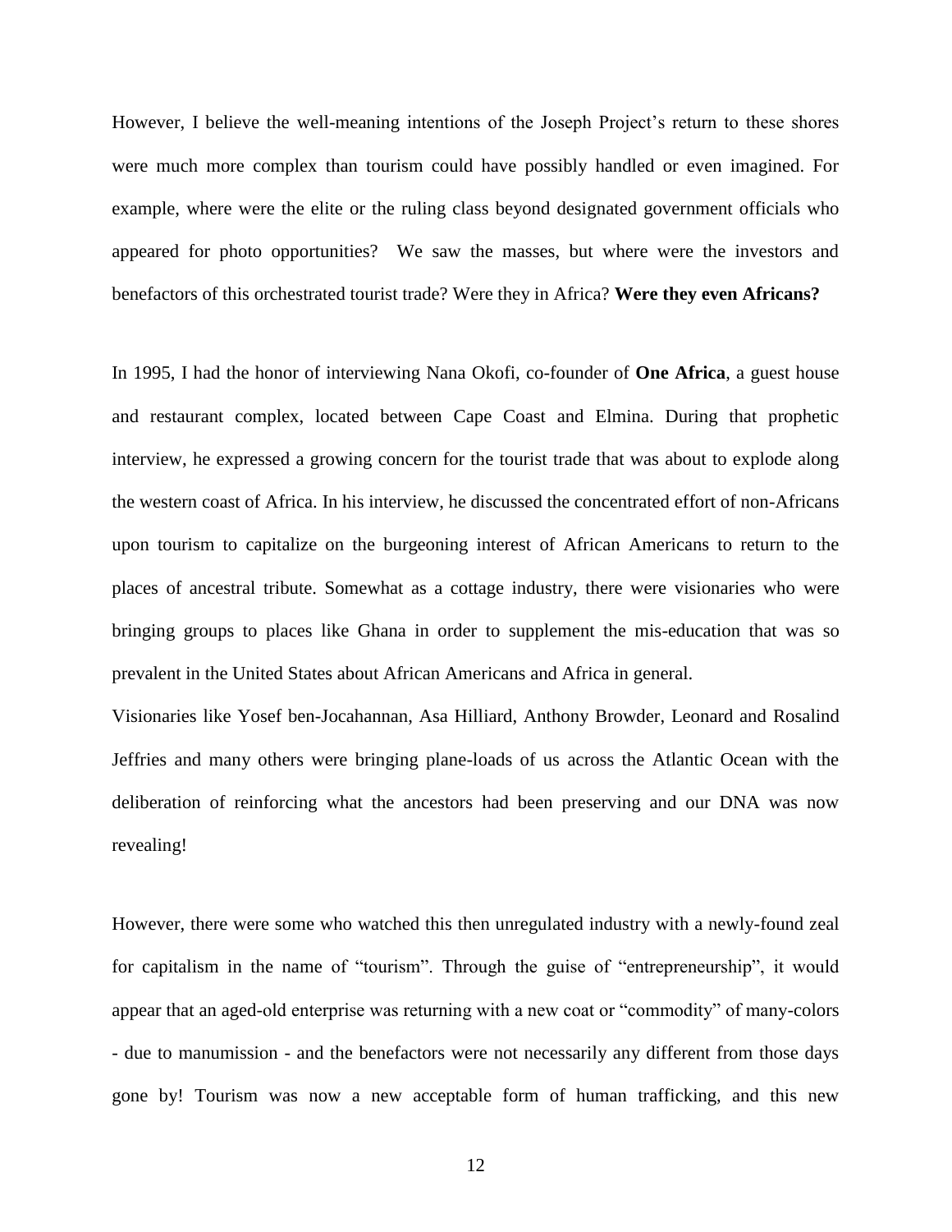However, I believe the well-meaning intentions of the Joseph Project's return to these shores were much more complex than tourism could have possibly handled or even imagined. For example, where were the elite or the ruling class beyond designated government officials who appeared for photo opportunities? We saw the masses, but where were the investors and benefactors of this orchestrated tourist trade? Were they in Africa? **Were they even Africans?**

In 1995, I had the honor of interviewing Nana Okofi, co-founder of **One Africa**, a guest house and restaurant complex, located between Cape Coast and Elmina. During that prophetic interview, he expressed a growing concern for the tourist trade that was about to explode along the western coast of Africa. In his interview, he discussed the concentrated effort of non-Africans upon tourism to capitalize on the burgeoning interest of African Americans to return to the places of ancestral tribute. Somewhat as a cottage industry, there were visionaries who were bringing groups to places like Ghana in order to supplement the mis-education that was so prevalent in the United States about African Americans and Africa in general.

Visionaries like Yosef ben-Jocahannan, Asa Hilliard, Anthony Browder, Leonard and Rosalind Jeffries and many others were bringing plane-loads of us across the Atlantic Ocean with the deliberation of reinforcing what the ancestors had been preserving and our DNA was now revealing!

However, there were some who watched this then unregulated industry with a newly-found zeal for capitalism in the name of "tourism". Through the guise of "entrepreneurship", it would appear that an aged-old enterprise was returning with a new coat or "commodity" of many-colors - due to manumission - and the benefactors were not necessarily any different from those days gone by! Tourism was now a new acceptable form of human trafficking, and this new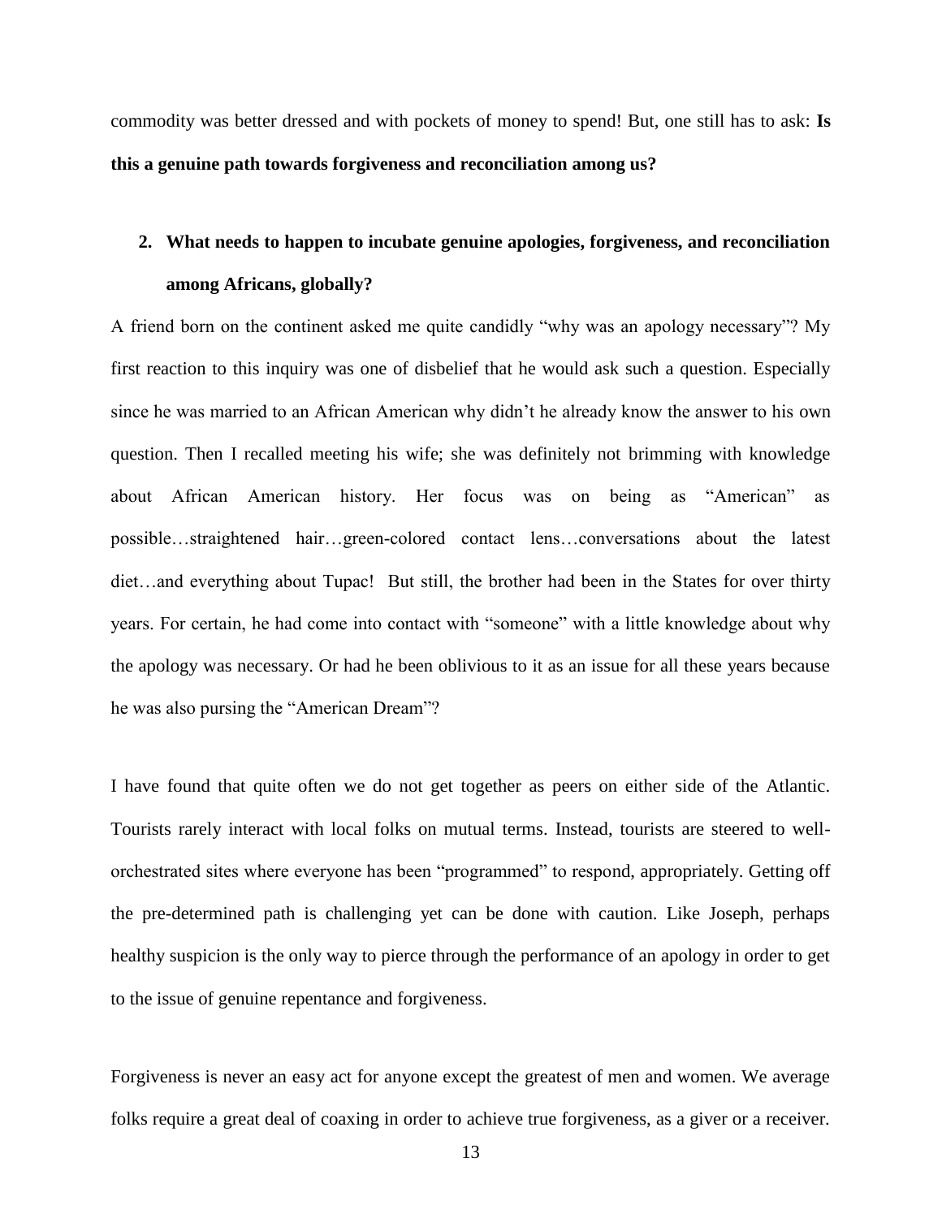commodity was better dressed and with pockets of money to spend! But, one still has to ask: **Is this a genuine path towards forgiveness and reconciliation among us?**

2. **What needs to happen to incubate genuine apologies, forgiveness, and reconciliation among Africans, globally?**

A friend born on the continent asked me quite candidly "why was an apology necessary"? My first reaction to this inquiry was one of disbelief that he would ask such a question. Especially since he was married to an African American why didn't he already know the answer to his own question. Then I recalled meeting his wife; she was definitely not brimming with knowledge about African American history. Her focus was on being as "American" as possible…straightened hair…green-colored contact lens…conversations about the latest diet…and everything about Tupac! But still, the brother had been in the States for over thirty years. For certain, he had come into contact with "someone" with a little knowledge about why the apology was necessary. Or had he been oblivious to it as an issue for all these years because he was also pursing the "American Dream"?

I have found that quite often we do not get together as peers on either side of the Atlantic. Tourists rarely interact with local folks on mutual terms. Instead, tourists are steered to well-orchestrated sites where everyone has been "programmed" to respond, appropriately. Getting off the pre-determined path is challenging yet can be done with caution. Like Joseph, perhaps healthy suspicion is the only way to pierce through the performance of an apology in order to get to the issue of genuine repentance and forgiveness.

Forgiveness is never an easy act for anyone except the greatest of men and women. We average folks require a great deal of coaxing in order to achieve true forgiveness, as a giver or a receiver.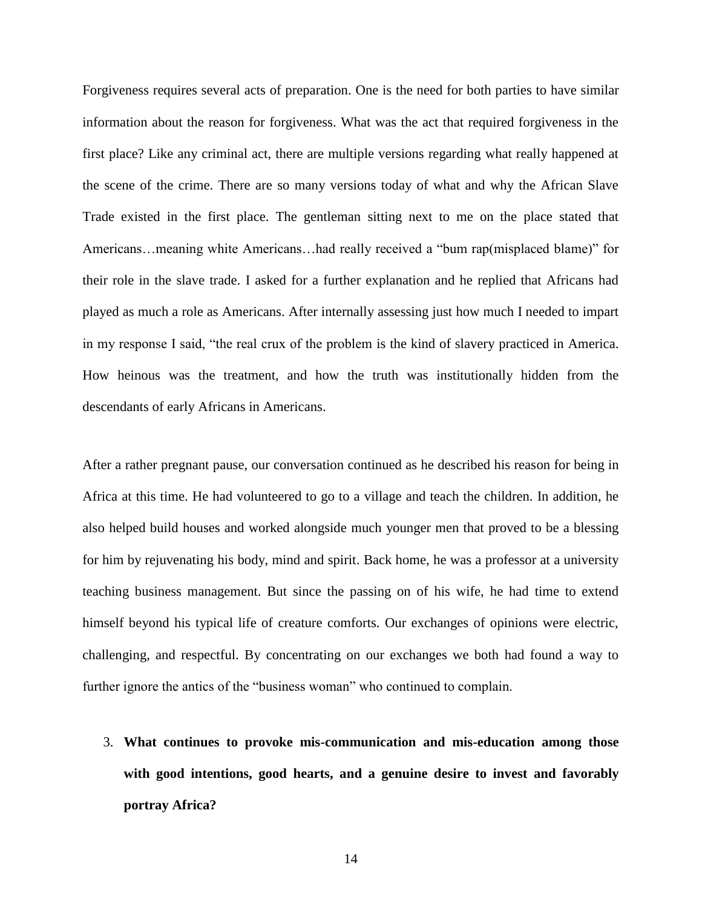Forgiveness requires several acts of preparation. One is the need for both parties to have similar information about the reason for forgiveness. What was the act that required forgiveness in the first place? Like any criminal act, there are multiple versions regarding what really happened at the scene of the crime. There are so many versions today of what and why the African Slave Trade existed in the first place. The gentleman sitting next to me on the place stated that Americans…meaning white Americans…had really received a "bum rap(misplaced blame)" for their role in the slave trade. I asked for a further explanation and he replied that Africans had played as much a role as Americans. After internally assessing just how much I needed to impart in my response I said, "the real crux of the problem is the kind of slavery practiced in America. How heinous was the treatment, and how the truth was institutionally hidden from the descendants of early Africans in Americans.

After a rather pregnant pause, our conversation continued as he described his reason for being in Africa at this time. He had volunteered to go to a village and teach the children. In addition, he also helped build houses and worked alongside much younger men that proved to be a blessing for him by rejuvenating his body, mind and spirit. Back home, he was a professor at a university teaching business management. But since the passing on of his wife, he had time to extend himself beyond his typical life of creature comforts. Our exchanges of opinions were electric, challenging, and respectful. By concentrating on our exchanges we both had found a way to further ignore the antics of the "business woman" who continued to complain.

3. **What continues to provoke mis-communication and mis-education among those with good intentions, good hearts, and a genuine desire to invest and favorably portray Africa?**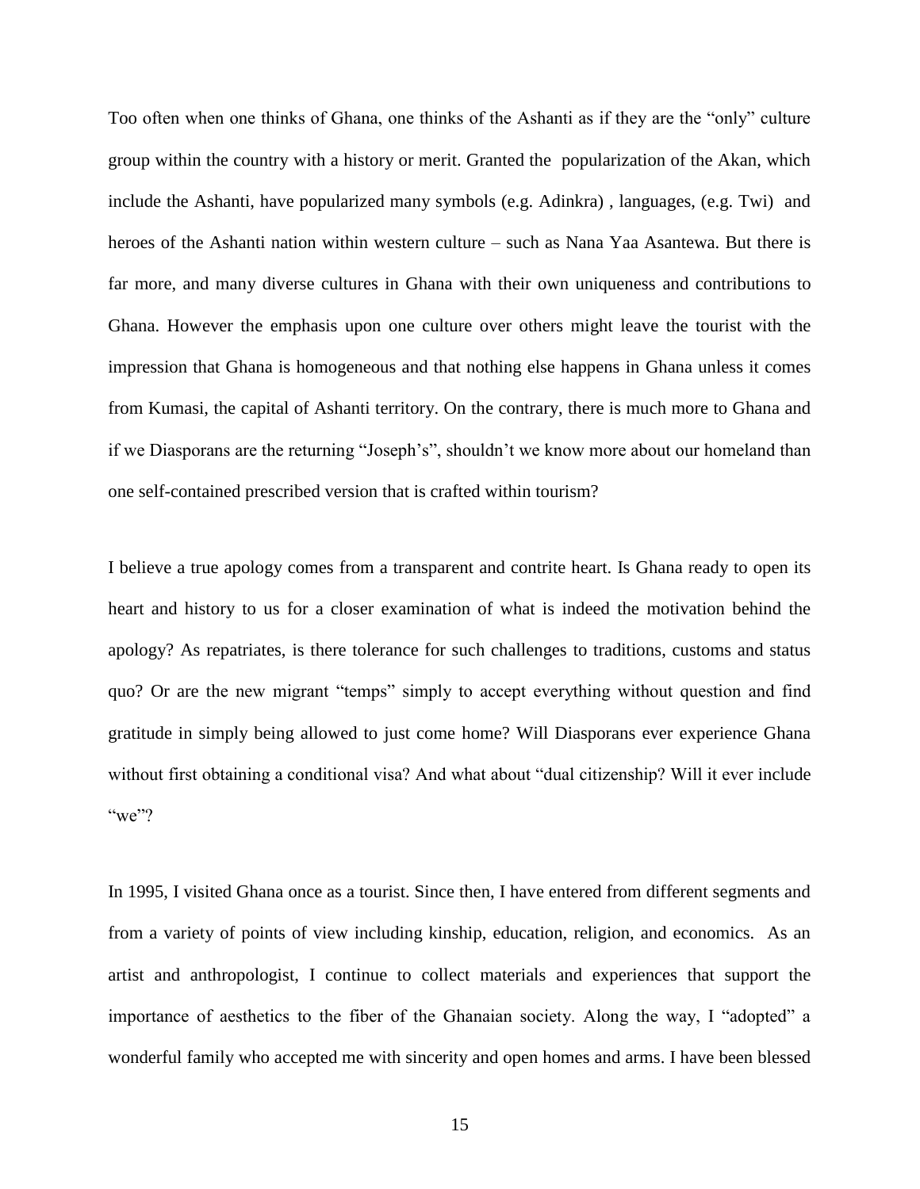Too often when one thinks of Ghana, one thinks of the Ashanti as if they are the "only" culture group within the country with a history or merit. Granted the popularization of the Akan, which include the Ashanti, have popularized many symbols (e.g. Adinkra) , languages, (e.g. Twi) and heroes of the Ashanti nation within western culture – such as Nana Yaa Asantewa. But there is far more, and many diverse cultures in Ghana with their own uniqueness and contributions to Ghana. However the emphasis upon one culture over others might leave the tourist with the impression that Ghana is homogeneous and that nothing else happens in Ghana unless it comes from Kumasi, the capital of Ashanti territory. On the contrary, there is much more to Ghana and if we Diasporans are the returning "Joseph's", shouldn't we know more about our homeland than one self-contained prescribed version that is crafted within tourism?

I believe a true apology comes from a transparent and contrite heart. Is Ghana ready to open its heart and history to us for a closer examination of what is indeed the motivation behind the apology? As repatriates, is there tolerance for such challenges to traditions, customs and status quo? Or are the new migrant "temps" simply to accept everything without question and find gratitude in simply being allowed to just come home? Will Diasporans ever experience Ghana without first obtaining a conditional visa? And what about "dual citizenship? Will it ever include "we"?

In 1995, I visited Ghana once as a tourist. Since then, I have entered from different segments and from a variety of points of view including kinship, education, religion, and economics. As an artist and anthropologist, I continue to collect materials and experiences that support the importance of aesthetics to the fiber of the Ghanaian society. Along the way, I "adopted" a wonderful family who accepted me with sincerity and open homes and arms. I have been blessed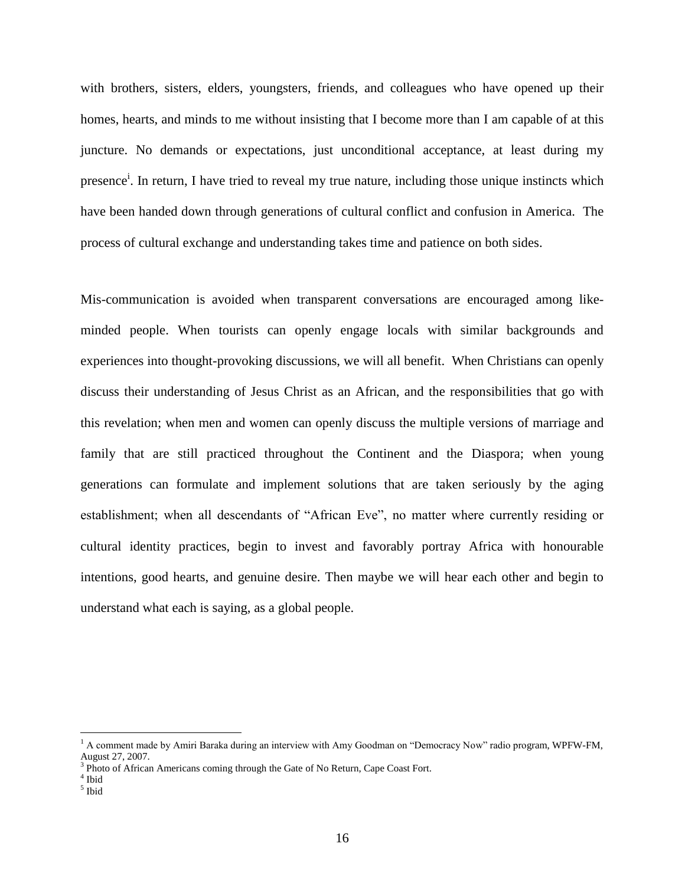with brothers, sisters, elders, youngsters, friends, and colleagues who have opened up their homes, hearts, and minds to me without insisting that I become more than I am capable of at this juncture. No demands or expectations, just unconditional acceptance, at least during my presence[i]. In return, I have tried to reveal my true nature, including those unique instincts which have been handed down through generations of cultural conflict and confusion in America. The process of cultural exchange and understanding takes time and patience on both sides.

Mis-communication is avoided when transparent conversations are encouraged among like-minded people. When tourists can openly engage locals with similar backgrounds and experiences into thought-provoking discussions, we will all benefit. When Christians can openly discuss their understanding of Jesus Christ as an African, and the responsibilities that go with this revelation; when men and women can openly discuss the multiple versions of marriage and family that are still practiced throughout the Continent and the Diaspora; when young generations can formulate and implement solutions that are taken seriously by the aging establishment; when all descendants of "African Eve", no matter where currently residing or cultural identity practices, begin to invest and favorably portray Africa with honourable intentions, good hearts, and genuine desire. Then maybe we will hear each other and begin to understand what each is saying, as a global people.

---

[1] A comment made by Amiri Baraka during an interview with Amy Goodman on "Democracy Now" radio program, WPFW-FM, August 27, 2007.

[3] Photo of African Americans coming through the Gate of No Return, Cape Coast Fort.

[4] Ibid

[5] Ibid